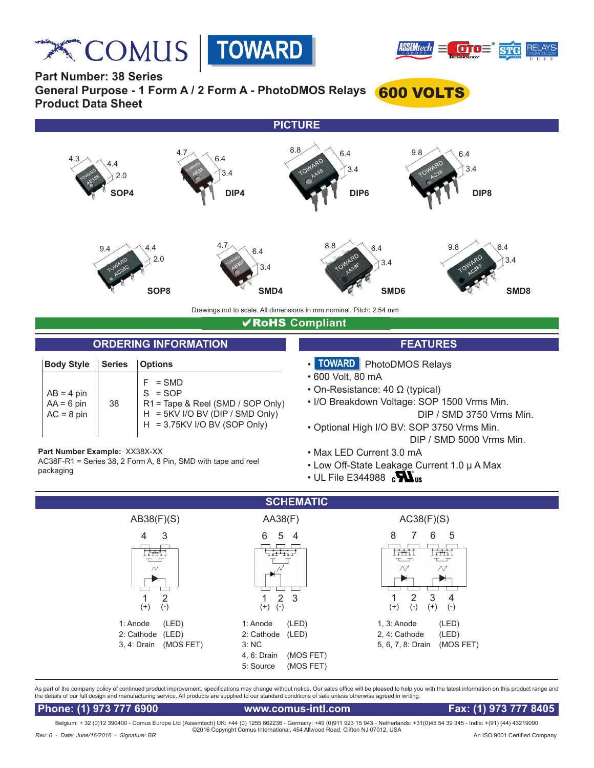COMUS | TOWARD

**Part Number: 38 Series**
**General Purpose - 1 Form A / 2 Form A - PhotoDMOS Relays**
**Product Data Sheet**

**600 VOLTS**

## PICTURE

SOP4 (4.3, 4.4, 2.0) — DIP4 (4.7, 6.4, 3.4) — DIP6 (8.8, 6.4, 3.4) — DIP8 (9.8, 6.4, 3.4)

SOP8 (9.4, 4.4, 2.0) — SMD4 (4.7, 6.4, 3.4) — SMD6 (8.8, 6.4, 3.4) — SMD8 (9.8, 6.4, 3.4)

Drawings not to scale. All dimensions in mm nominal. Pitch: 2.54 mm

**✔RoHS Compliant**

## ORDERING INFORMATION

| Body Style | Series | Options |
|---|---|---|
| AB = 4 pin<br>AA = 6 pin<br>AC = 8 pin | 38 | F = SMD<br>S = SOP<br>R1 = Tape & Reel (SMD / SOP Only)<br>H = 5KV I/O BV (DIP / SMD Only)<br>H = 3.75KV I/O BV (SOP Only) |

**Part Number Example:** XX38X-XX
AC38F-R1 = Series 38, 2 Form A, 8 Pin, SMD with tape and reel packaging

## FEATURES

- TOWARD PhotoDMOS Relays
- 600 Volt, 80 mA
- On-Resistance: 40 Ω (typical)
- I/O Breakdown Voltage: SOP 1500 Vrms Min.
  DIP / SMD 3750 Vrms Min.
- Optional High I/O BV: SOP 3750 Vrms Min.
  DIP / SMD 5000 Vrms Min.
- Max LED Current 3.0 mA
- Low Off-State Leakage Current 1.0 μ A Max
- UL File E344988 c UL us

## SCHEMATIC

**AB38(F)(S)**

1: Anode (LED)
2: Cathode (LED)
3, 4: Drain (MOS FET)

**AA38(F)**

1: Anode (LED)
2: Cathode (LED)
3: NC
4, 6: Drain (MOS FET)
5: Source (MOS FET)

**AC38(F)(S)**

1, 3: Anode (LED)
2, 4: Cathode (LED)
5, 6, 7, 8: Drain (MOS FET)

As part of the company policy of continued product improvement, specifications may change without notice. Our sales office will be pleased to help you with the latest information on this product range and the details of our full design and manufacturing service. All products are supplied to our standard conditions of sale unless otherwise agreed in writing.

**Phone: (1) 973 777 6900** | **www.comus-intl.com** | **Fax: (1) 973 777 8405**

Belgium: + 32 (0)12 390400 - Comus Europe Ltd (Assemtech) UK: +44 (0) 1255 862236 - Germany: +49 (0)911 923 15 943 - Netherlands: +31(0)45 54 39 345 - India: +(91) (44) 43219090
©2016 Copyright Comus International, 454 Allwood Road, Clifton NJ 07012, USA

*Rev: 0 - Date: June/16/2016 - Signature: BR*

An ISO 9001 Certified Company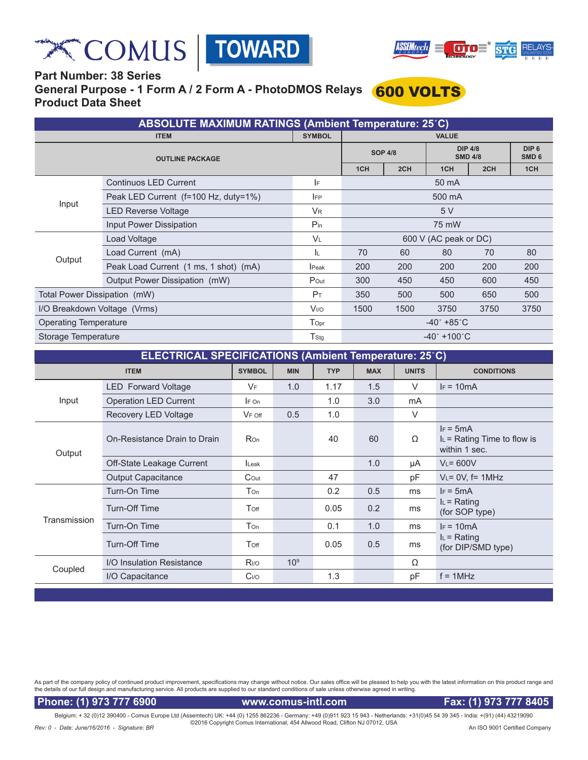**Part Number: 38 Series**
**General Purpose - 1 Form A / 2 Form A - PhotoDMOS Relays** **600 VOLTS**
**Product Data Sheet**

## ABSOLUTE MAXIMUM RATINGS (Ambient Temperature: 25˚C)

| ITEM | | SYMBOL | VALUE | | | | |
|---|---|---|---|---|---|---|---|
| OUTLINE PACKAGE | | | SOP 4/8 | | DIP 4/8 SMD 4/8 | | DIP 6 SMD 6 |
| | | | 1CH | 2CH | 1CH | 2CH | 1CH |
| Input | Continuos LED Current | $I_F$ | 50 mA | | | | |
| | Peak LED Current (f=100 Hz, duty=1%) | $I_{FP}$ | 500 mA | | | | |
| | LED Reverse Voltage | $V_R$ | 5 V | | | | |
| | Input Power Dissipation | $P_{In}$ | 75 mW | | | | |
| Output | Load Voltage | $V_L$ | 600 V (AC peak or DC) | | | | |
| | Load Current (mA) | $I_L$ | 70 | 60 | 80 | 70 | 80 |
| | Peak Load Current (1 ms, 1 shot) (mA) | $I_{Peak}$ | 200 | 200 | 200 | 200 | 200 |
| | Output Power Dissipation (mW) | $P_{Out}$ | 300 | 450 | 450 | 600 | 450 |
| Total Power Dissipation (mW) | | $P_T$ | 350 | 500 | 500 | 650 | 500 |
| I/O Breakdown Voltage (Vrms) | | $V_{I/O}$ | 1500 | 1500 | 3750 | 3750 | 3750 |
| Operating Temperature | | $T_{Opr}$ | -40˚ +85˚C | | | | |
| Storage Temperature | | $T_{Stg}$ | -40˚ +100˚C | | | | |

## ELECTRICAL SPECIFICATIONS (Ambient Temperature: 25˚C)

| ITEM | | SYMBOL | MIN | TYP | MAX | UNITS | CONDITIONS |
|---|---|---|---|---|---|---|---|
| Input | LED Forward Voltage | $V_F$ | 1.0 | 1.17 | 1.5 | V | $I_F$ = 10mA |
| | Operation LED Current | $I_{F\ On}$ | | 1.0 | 3.0 | mA | |
| | Recovery LED Voltage | $V_{F\ Off}$ | 0.5 | 1.0 | | V | |
| Output | On-Resistance Drain to Drain | $R_{On}$ | | 40 | 60 | Ω | $I_F$ = 5mA $I_L$ = Rating Time to flow is within 1 sec. |
| | Off-State Leakage Current | $I_{Leak}$ | | | 1.0 | μA | $V_L$= 600V |
| | Output Capacitance | $C_{Out}$ | | 47 | | pF | $V_L$= 0V, f= 1MHz |
| Transmission | Turn-On Time | $T_{On}$ | | 0.2 | 0.5 | ms | $I_F$ = 5mA $I_L$ = Rating (for SOP type) |
| | Turn-Off Time | $T_{Off}$ | | 0.05 | 0.2 | ms | |
| | Turn-On Time | $T_{On}$ | | 0.1 | 1.0 | ms | $I_F$ = 10mA $I_L$ = Rating (for DIP/SMD type) |
| | Turn-Off Time | $T_{Off}$ | | 0.05 | 0.5 | ms | |
| Coupled | I/O Insulation Resistance | $R_{I/O}$ | $10^9$ | | | Ω | |
| | I/O Capacitance | $C_{I/O}$ | | 1.3 | | pF | f = 1MHz |

As part of the company policy of continued product improvement, specifications may change without notice. Our sales office will be pleased to help you with the latest information on this product range and the details of our full design and manufacturing service. All products are supplied to our standard conditions of sale unless otherwise agreed in writing.

**Phone: (1) 973 777 6900** **www.comus-intl.com** **Fax: (1) 973 777 8405**

Belgium: + 32 (0)12 390400 - Comus Europe Ltd (Assemtech) UK: +44 (0) 1255 862236 - Germany: +49 (0)911 923 15 943 - Netherlands: +31(0)45 54 39 345 - India: +(91) (44) 43219090
©2016 Copyright Comus International, 454 Allwood Road, Clifton NJ 07012, USA

*Rev: 0 - Date: June/16/2016 - Signature: BR* An ISO 9001 Certified Company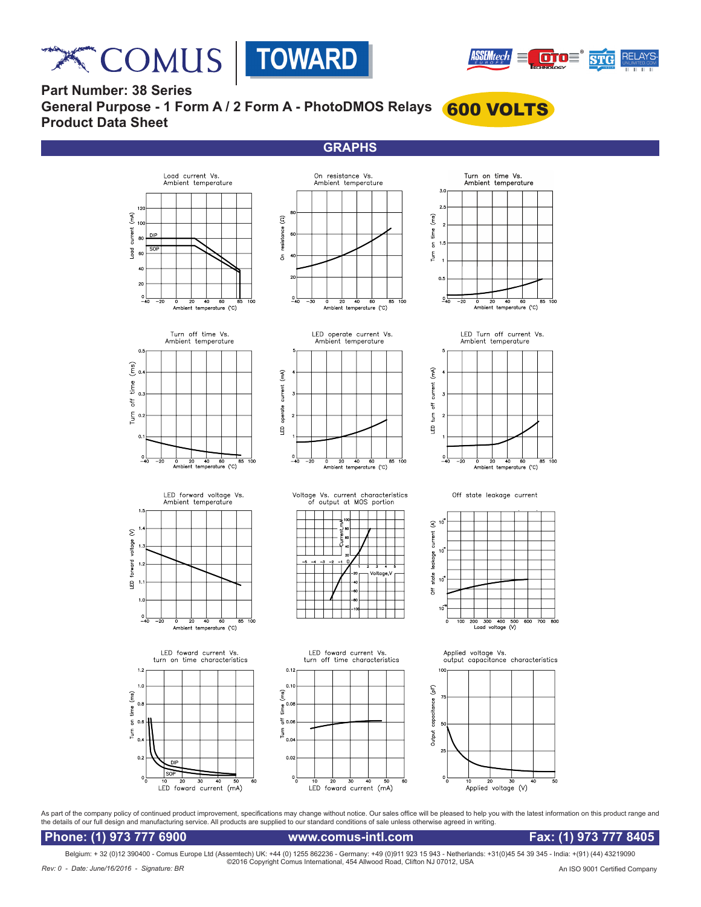# COMUS | TOWARD

**Part Number: 38 Series**
**General Purpose - 1 Form A / 2 Form A - PhotoDMOS Relays**
**Product Data Sheet**

**600 VOLTS**

## GRAPHS

Load current Vs. Ambient temperature
Load current (mA)
120
100
80
60
40
20
0
DIP
SOP
−40 −20 0 20 40 60 85 100
Ambient temperature (°C)

On resistance Vs. Ambient temperature
On resistance (Ω)
80
60
40
20
0
−40 −30 0 20 40 60 85 100
Ambient temperature (°C)

Turn on time Vs. Ambient temperature
Turn on time (ms)
3.0
2.5
2
1.5
1
0.5
0
−40 −20 0 20 40 60 85 100
Ambient temperature (°C)

Turn off time Vs. Ambient temperature
Turn off time (ms)
0.5
0.4
0.3
0.2
0.1
0
−40 −20 0 20 40 60 85 100
Ambient temperature (°C)

LED operate current Vs. Ambient temperature
LED operate current (mA)
5
4
3
2
1
0
−40 −20 0 20 40 60 85 100
Ambient temperature (°C)

LED Turn off current Vs. Ambient temperature
LED turn off current (mA)
5
4
3
2
1
0
−40 −20 0 20 40 60 85 100
Ambient temperature (°C)

LED forward voltage Vs. Ambient temperature
LED forward voltage (V)
1.5
1.4
1.3
1.2
1.1
1.0
0
−40 −20 0 20 40 60 85 100
Ambient temperature (°C)

Voltage Vs. current characteristics of output at MOS portion
Current, mA
100
80
60
40
20
0
−20
−40
−60
−80
−100
−5 −4 −3 −2 −1
1 2 3 4 5
Voltage, V

Off state leakage current
Off state leakage current (A)
$10^{-3}$
$10^{-6}$
$10^{-9}$
$10^{-12}$
0 100 200 300 400 500 600 700 800
Load voltage (V)

LED foward current Vs. turn on time characteristics
Turn on time (ms)
1.2
1.0
0.8
0.6
0.4
0.2
0
DIP
SOP
0 10 20 30 40 50 60
LED foward current (mA)

LED foward current Vs. turn off time characteristics
Turn off time (ms)
0.12
0.10
0.08
0.06
0.04
0.02
0
0 10 20 30 40 50 60
LED foward current (mA)

Applied voltage Vs. output capacitance characteristics
Output capacitance (pF)
100
75
50
25
0
0 10 20 30 40 50
Applied voltage (V)

As part of the company policy of continued product improvement, specifications may change without notice. Our sales office will be pleased to help you with the latest information on this product range and the details of our full design and manufacturing service. All products are supplied to our standard conditions of sale unless otherwise agreed in writing.

**Phone: (1) 973 777 6900** | **www.comus-intl.com** | **Fax: (1) 973 777 8405**

Belgium: + 32 (0)12 390400 - Comus Europe Ltd (Assemtech) UK: +44 (0) 1255 862236 - Germany: +49 (0)911 923 15 943 - Netherlands: +31(0)45 54 39 345 - India: +(91) (44) 43219090
©2016 Copyright Comus International, 454 Allwood Road, Clifton NJ 07012, USA

*Rev: 0 - Date: June/16/2016 - Signature: BR*

An ISO 9001 Certified Company